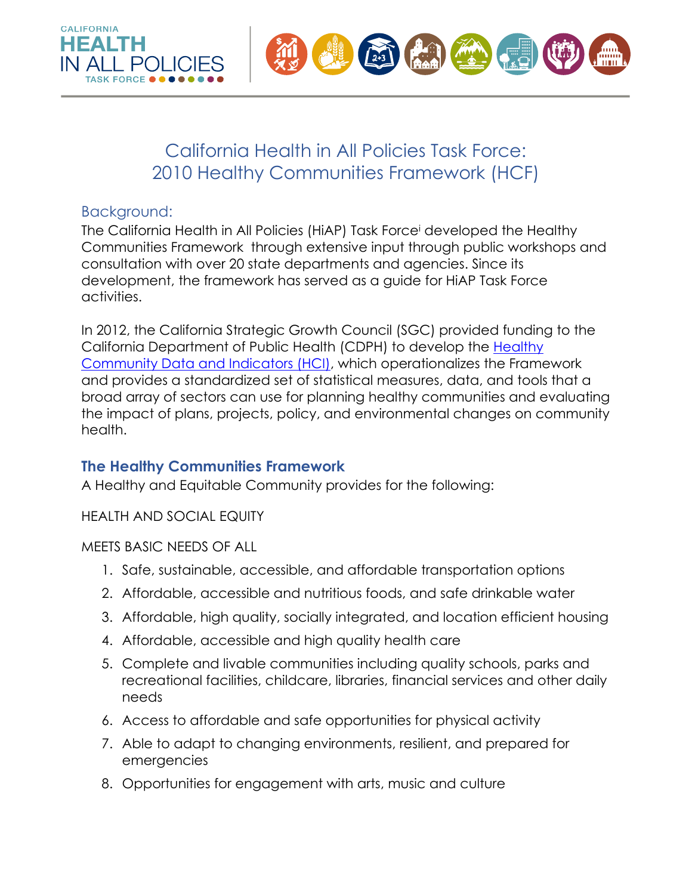# California Health in All Policies Task Force: 2010 Healthy Communities Framework (HCF)

## Background:

The California Health in All Policies (HiAP) Task Force[i] developed the Healthy Communities Framework through extensive input through public workshops and consultation with over 20 state departments and agencies. Since its development, the framework has served as a guide for HiAP Task Force activities.

In 2012, the California Strategic Growth Council (SGC) provided funding to the California Department of Public Health (CDPH) to develop the [Healthy Community Data and Indicators (HCI)](), which operationalizes the Framework and provides a standardized set of statistical measures, data, and tools that a broad array of sectors can use for planning healthy communities and evaluating the impact of plans, projects, policy, and environmental changes on community health.

## The Healthy Communities Framework

A Healthy and Equitable Community provides for the following:

HEALTH AND SOCIAL EQUITY

MEETS BASIC NEEDS OF ALL

1. Safe, sustainable, accessible, and affordable transportation options
2. Affordable, accessible and nutritious foods, and safe drinkable water
3. Affordable, high quality, socially integrated, and location efficient housing
4. Affordable, accessible and high quality health care
5. Complete and livable communities including quality schools, parks and recreational facilities, childcare, libraries, financial services and other daily needs
6. Access to affordable and safe opportunities for physical activity
7. Able to adapt to changing environments, resilient, and prepared for emergencies
8. Opportunities for engagement with arts, music and culture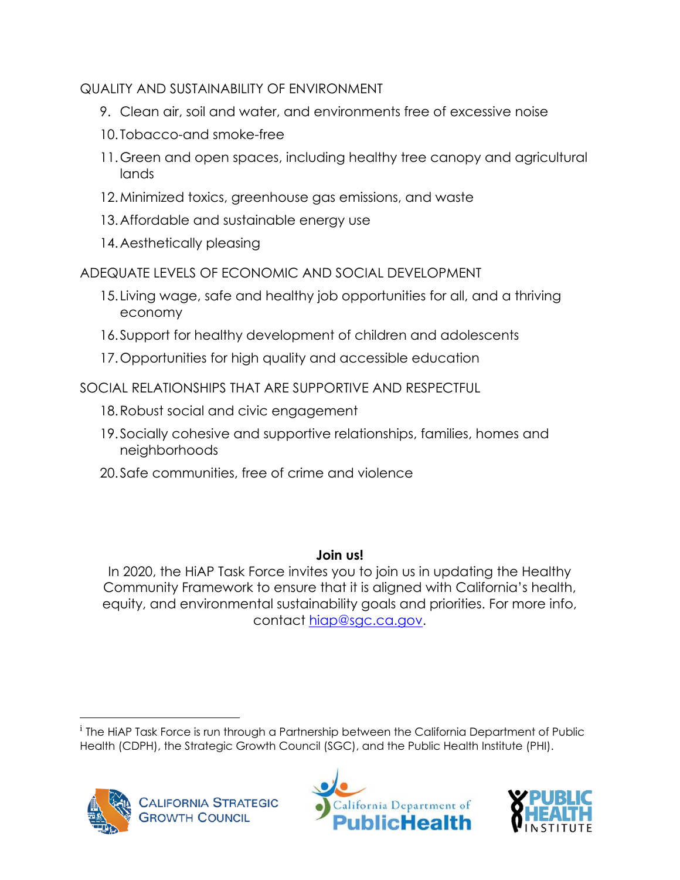QUALITY AND SUSTAINABILITY OF ENVIRONMENT

9. Clean air, soil and water, and environments free of excessive noise
10. Tobacco-and smoke-free
11. Green and open spaces, including healthy tree canopy and agricultural lands
12. Minimized toxics, greenhouse gas emissions, and waste
13. Affordable and sustainable energy use
14. Aesthetically pleasing

ADEQUATE LEVELS OF ECONOMIC AND SOCIAL DEVELOPMENT

15. Living wage, safe and healthy job opportunities for all, and a thriving economy
16. Support for healthy development of children and adolescents
17. Opportunities for high quality and accessible education

SOCIAL RELATIONSHIPS THAT ARE SUPPORTIVE AND RESPECTFUL

18. Robust social and civic engagement
19. Socially cohesive and supportive relationships, families, homes and neighborhoods
20. Safe communities, free of crime and violence

**Join us!**

In 2020, the HiAP Task Force invites you to join us in updating the Healthy Community Framework to ensure that it is aligned with California's health, equity, and environmental sustainability goals and priorities. For more info, contact hiap@sgc.ca.gov.

---

[i] The HiAP Task Force is run through a Partnership between the California Department of Public Health (CDPH), the Strategic Growth Council (SGC), and the Public Health Institute (PHI).

CALIFORNIA STRATEGIC GROWTH COUNCIL

California Department of PublicHealth

PUBLIC HEALTH INSTITUTE